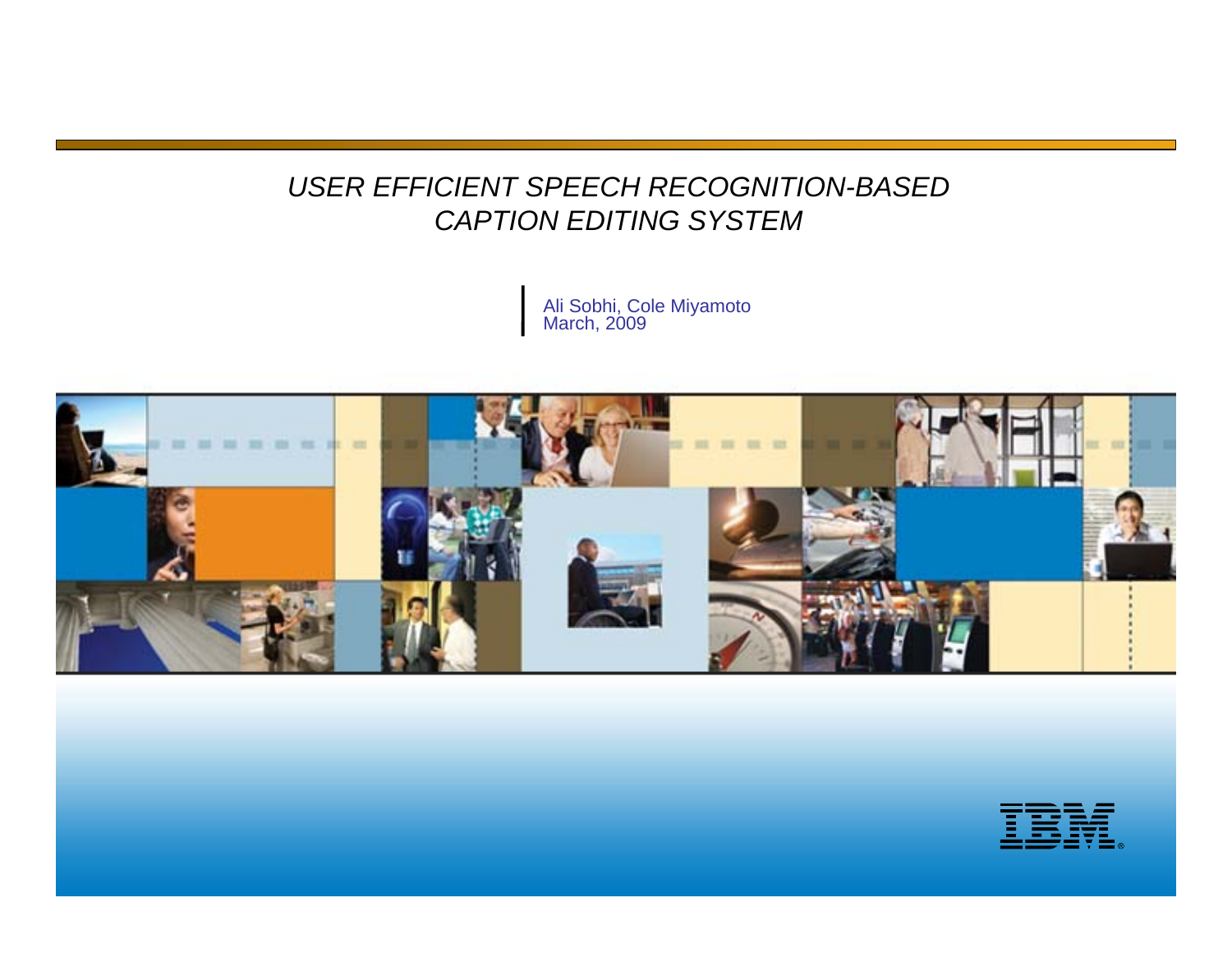# *USER EFFICIENT SPEECH RECOGNITION-BASED CAPTION EDITING SYSTEM*

Ali Sobhi, Cole Miyamoto
March, 2009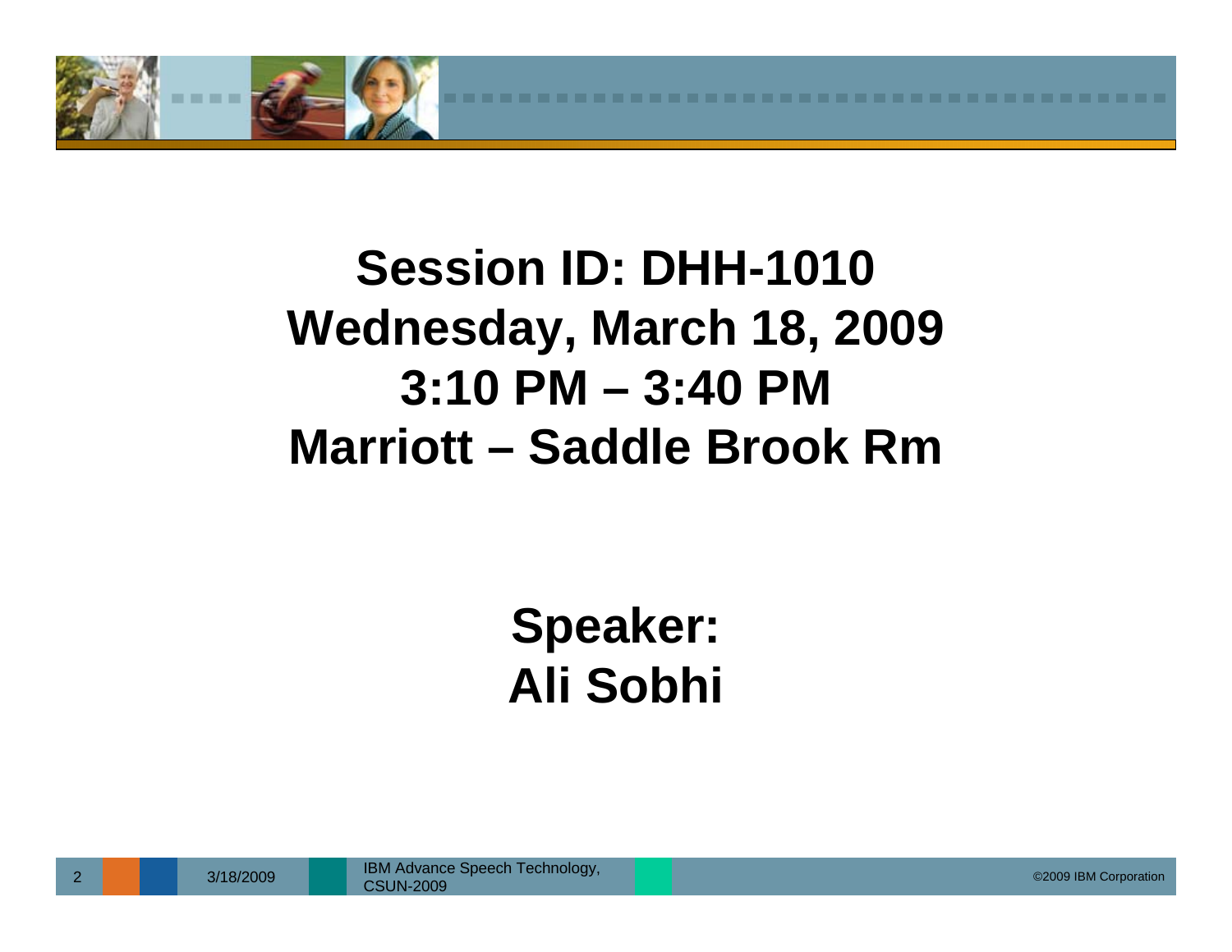# Session ID: DHH-1010
# Wednesday, March 18, 2009
# 3:10 PM – 3:40 PM
# Marriott – Saddle Brook Rm

## Speaker:
## Ali Sobhi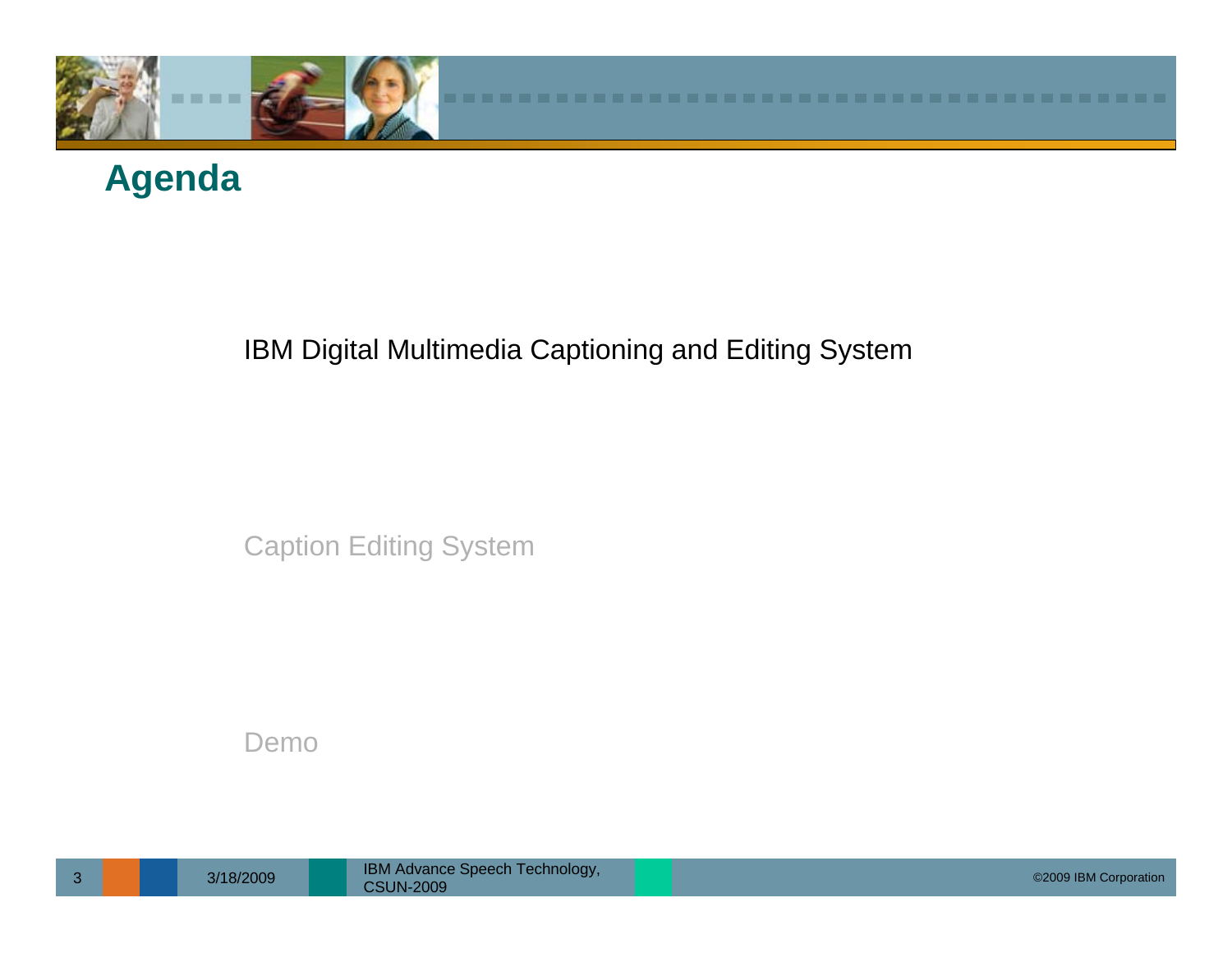# Agenda

IBM Digital Multimedia Captioning and Editing System

Caption Editing System

Demo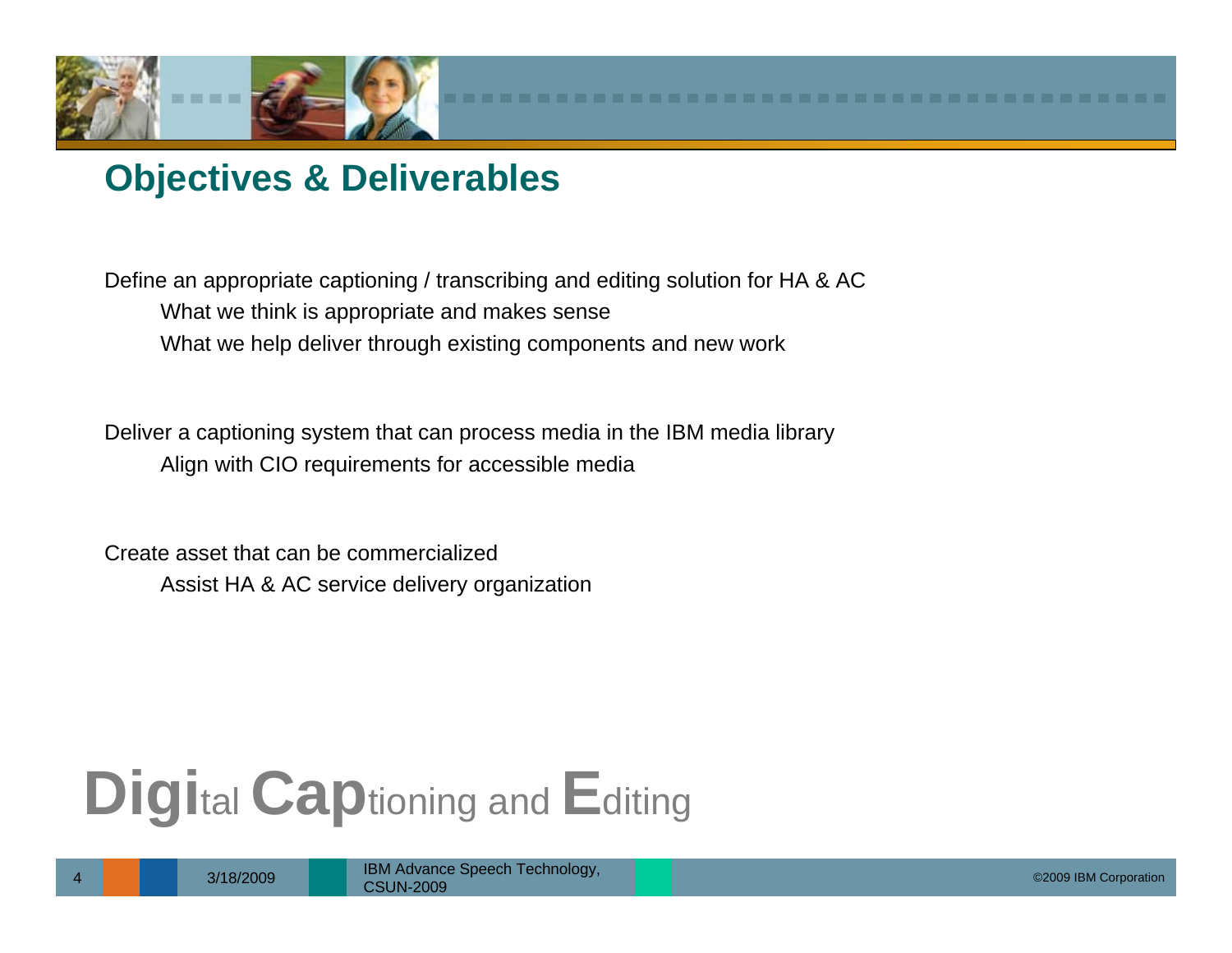## Objectives & Deliverables

Define an appropriate captioning / transcribing and editing solution for HA & AC

- What we think is appropriate and makes sense
- What we help deliver through existing components and new work

Deliver a captioning system that can process media in the IBM media library

- Align with CIO requirements for accessible media

Create asset that can be commercialized

- Assist HA & AC service delivery organization

**Digi**tal **Cap**tioning and **E**diting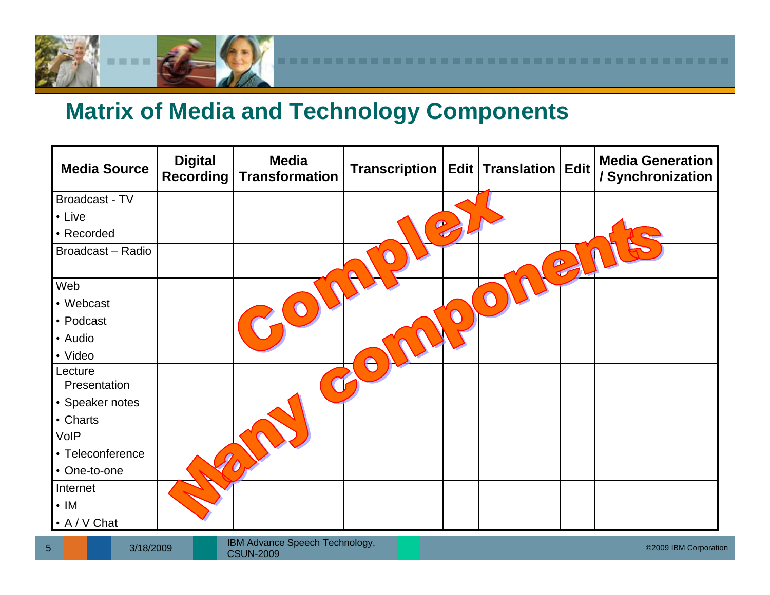## Matrix of Media and Technology Components

| Media Source | Digital Recording | Media Transformation | Transcription | Edit | Translation | Edit | Media Generation / Synchronization |
|---|---|---|---|---|---|---|---|
| Broadcast - TV<br>• Live<br>• Recorded | | | | | | | |
| Broadcast – Radio | | | | | | | |
| Web<br>• Webcast<br>• Podcast<br>• Audio<br>• Video | | | | | | | |
| Lecture Presentation<br>• Speaker notes<br>• Charts | | | | | | | |
| VoIP<br>• Teleconference<br>• One-to-one | | | | | | | |
| Internet<br>• IM<br>• A / V Chat | | | | | | | |

Complex

Many components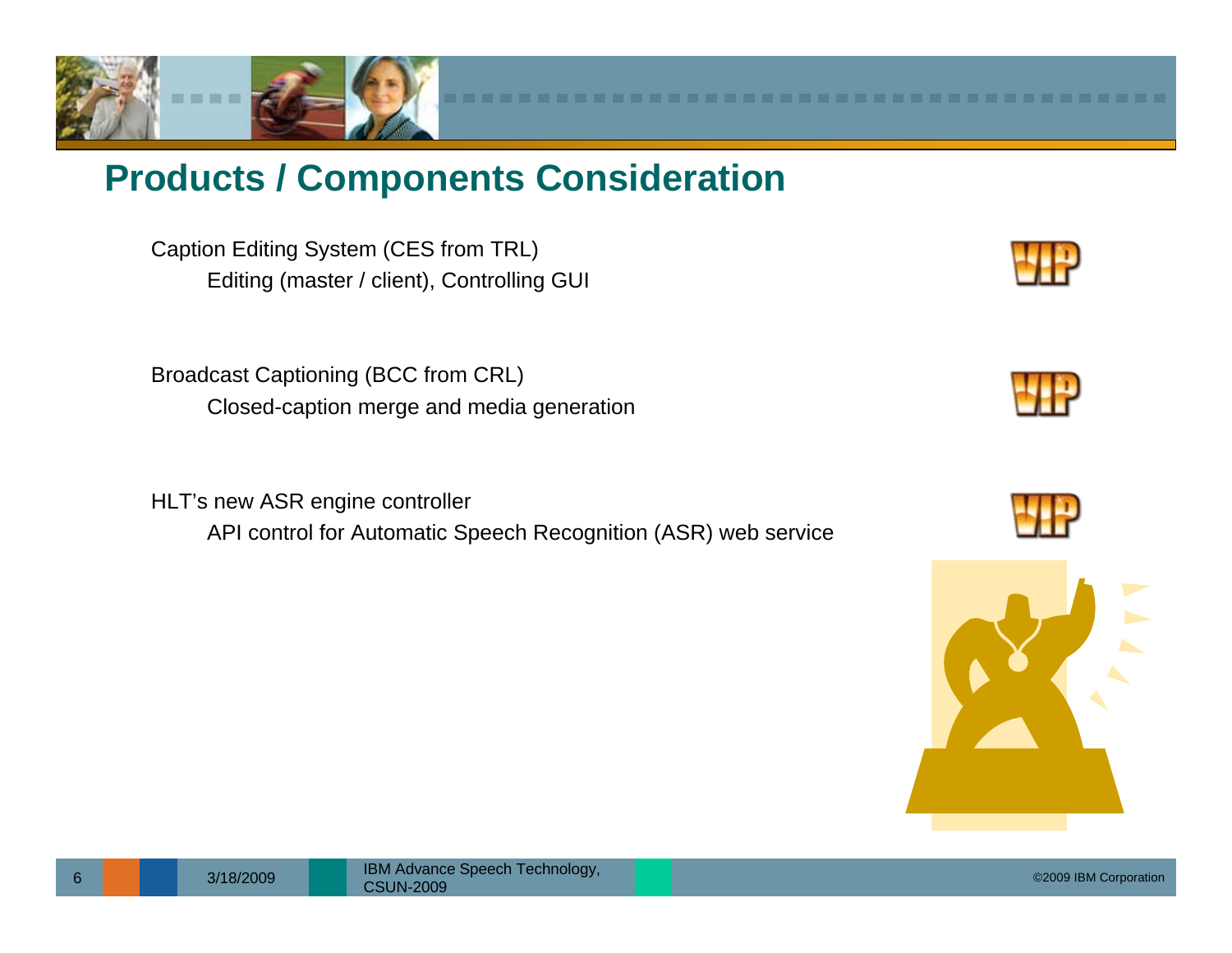## Products / Components Consideration

Caption Editing System (CES from TRL)
  - Editing (master / client), Controlling GUI

Broadcast Captioning (BCC from CRL)
  - Closed-caption merge and media generation

HLT's new ASR engine controller
  - API control for Automatic Speech Recognition (ASR) web service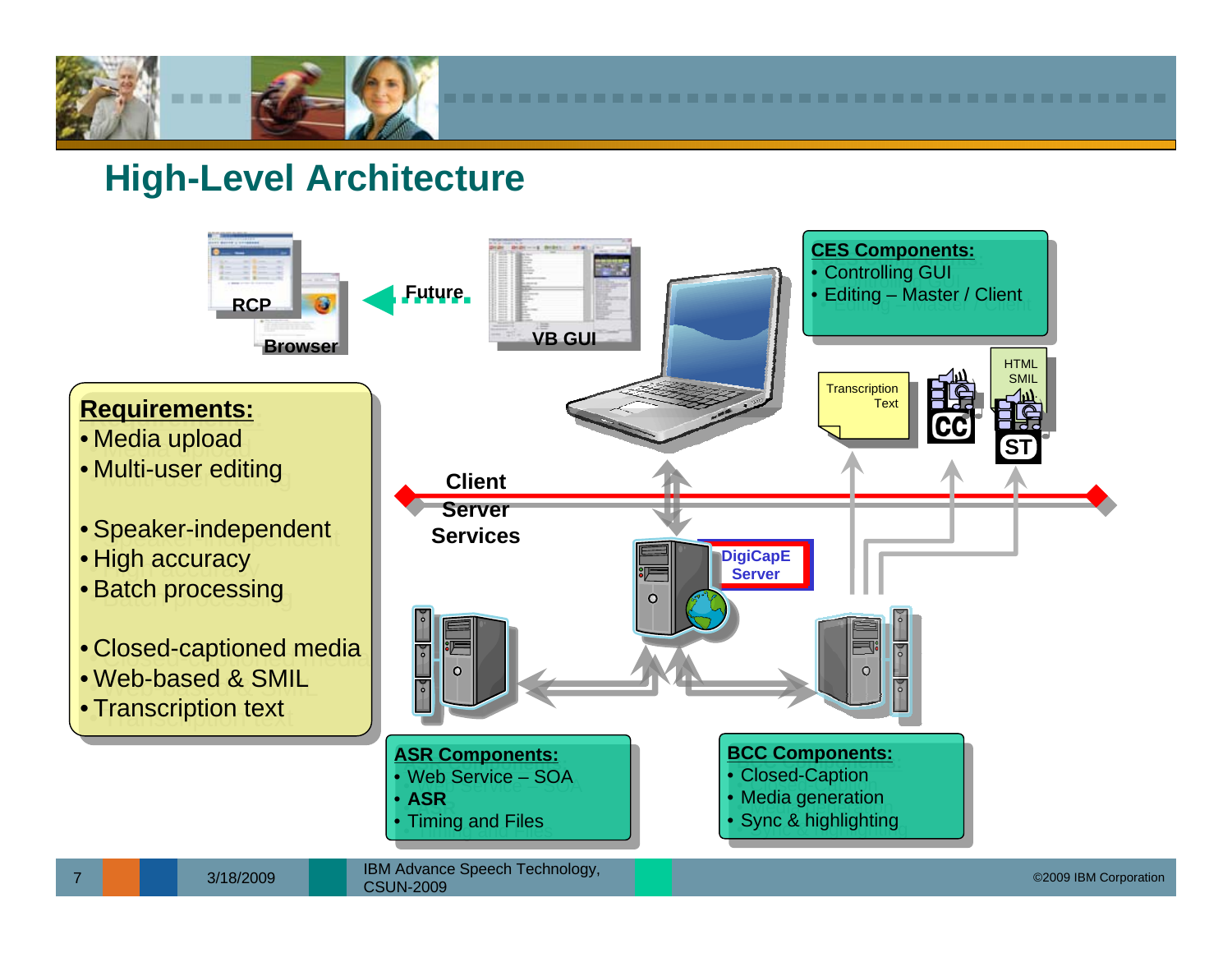# High-Level Architecture

RCP

Browser

Future

VB GUI

**CES Components:**
- Controlling GUI
- Editing – Master / Client

Transcription Text

HTML SMIL

**Requirements:**
- Media upload
- Multi-user editing

- Speaker-independent
- High accuracy
- Batch processing

- Closed-captioned media
- Web-based & SMIL
- Transcription text

Client

Server Services

DigiCapE Server

**ASR Components:**
- Web Service – SOA
- **ASR**
- Timing and Files

**BCC Components:**
- Closed-Caption
- Media generation
- Sync & highlighting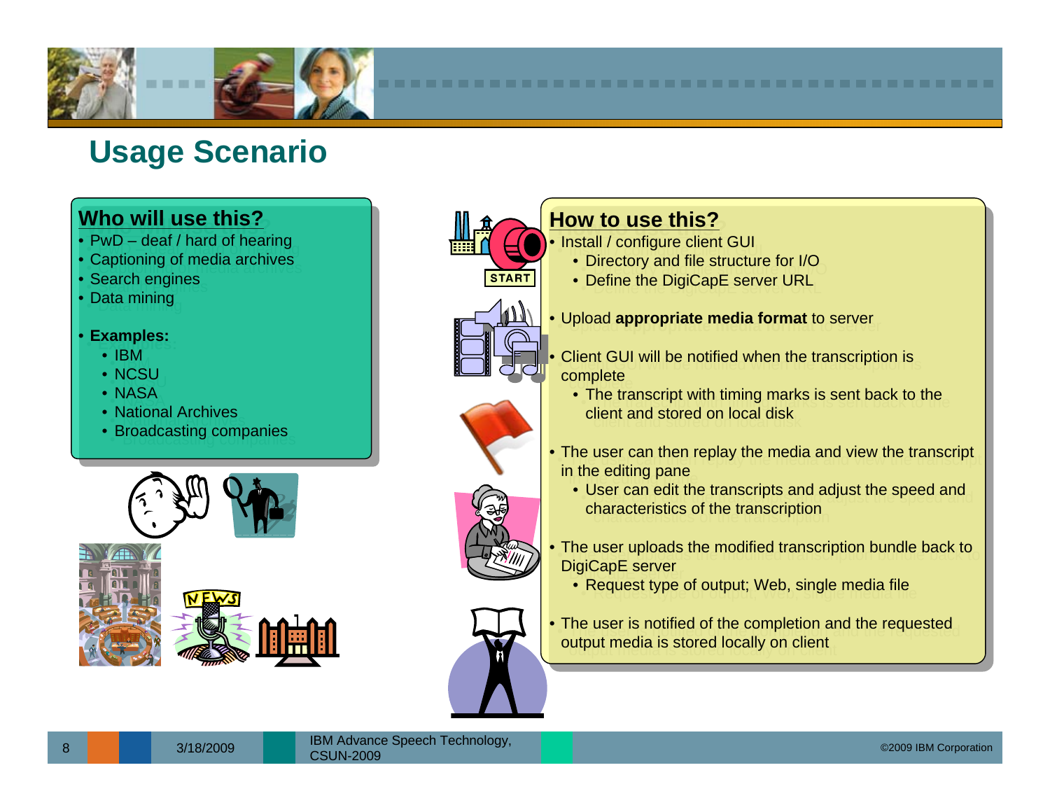# Usage Scenario

## Who will use this?

- PwD – deaf / hard of hearing
- Captioning of media archives
- Search engines
- Data mining
- **Examples:**
  - IBM
  - NCSU
  - NASA
  - National Archives
  - Broadcasting companies

## How to use this?

- Install / configure client GUI
  - Directory and file structure for I/O
  - Define the DigiCapE server URL
- Upload **appropriate media format** to server
- Client GUI will be notified when the transcription is complete
  - The transcript with timing marks is sent back to the client and stored on local disk
- The user can then replay the media and view the transcript in the editing pane
  - User can edit the transcripts and adjust the speed and characteristics of the transcription
- The user uploads the modified transcription bundle back to DigiCapE server
  - Request type of output; Web, single media file
- The user is notified of the completion and the requested output media is stored locally on client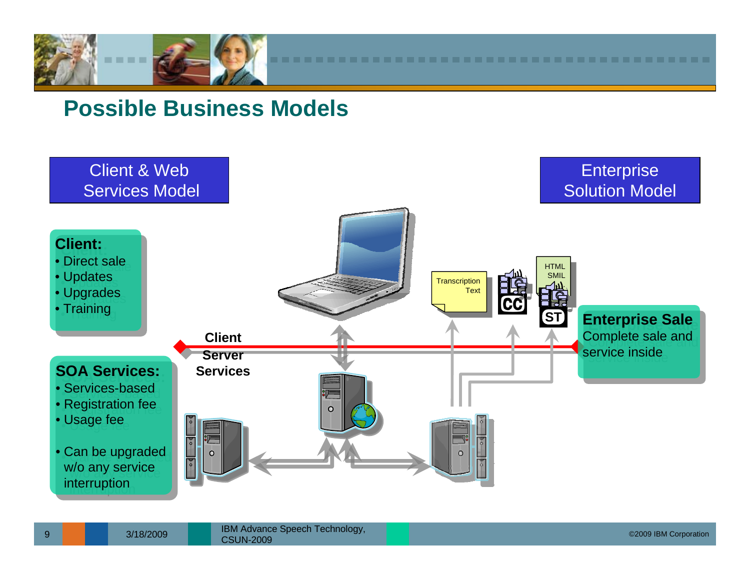# Possible Business Models

**Client & Web Services Model**

**Enterprise Solution Model**

**Client:**
- Direct sale
- Updates
- Upgrades
- Training

**SOA Services:**
- Services-based
- Registration fee
- Usage fee
- Can be upgraded w/o any service interruption

**Client Server Services**

Transcription Text

HTML SMIL

CC

ST

**Enterprise Sale**
Complete sale and service inside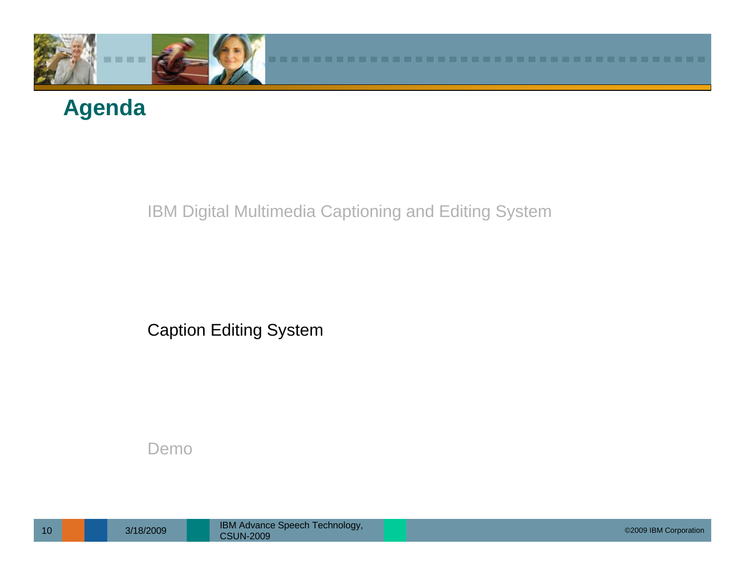# Agenda

IBM Digital Multimedia Captioning and Editing System

Caption Editing System

Demo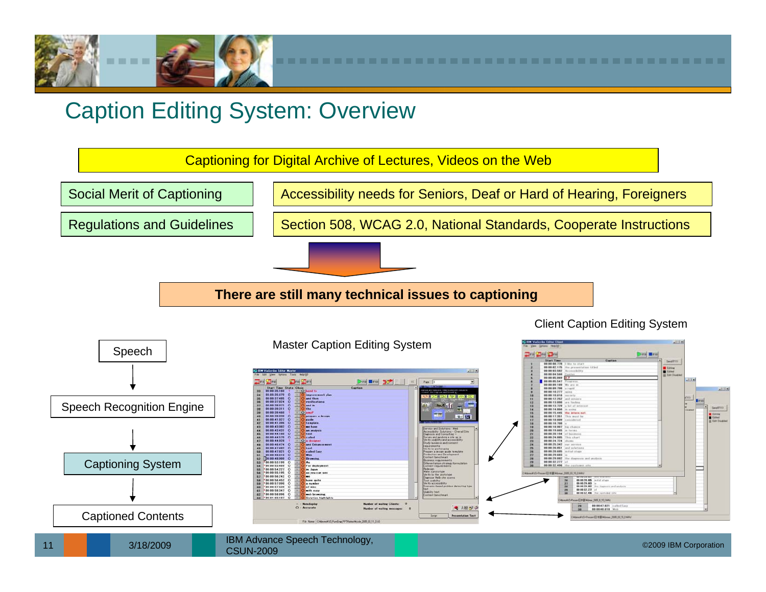# Caption Editing System: Overview

Captioning for Digital Archive of Lectures, Videos on the Web

| | |
|---|---|
| Social Merit of Captioning | Accessibility needs for Seniors, Deaf or Hard of Hearing, Foreigners |
| Regulations and Guidelines | Section 508, WCAG 2.0, National Standards, Cooperate Instructions |

**There are still many technical issues to captioning**

Speech → Speech Recognition Engine → Captioning System → Captioned Contents

Master Caption Editing System

Client Caption Editing System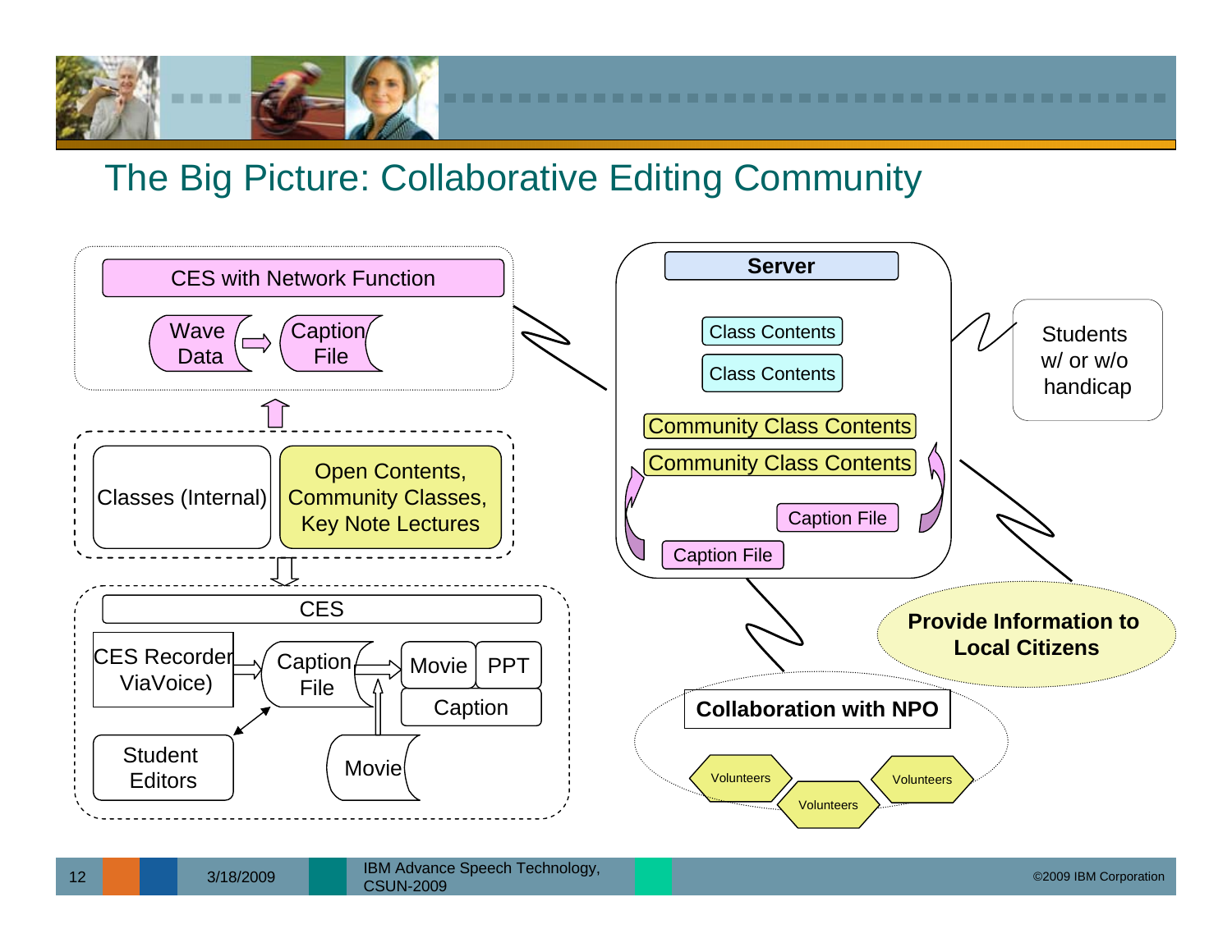# The Big Picture: Collaborative Editing Community

CES with Network Function

Wave Data → Caption File

Classes (Internal)

Open Contents, Community Classes, Key Note Lectures

CES

CES Recorder (ViaVoice)

Caption File

Movie | PPT

Caption

Student Editors

Movie

**Server**

Class Contents

Class Contents

Community Class Contents

Community Class Contents

Caption File

Caption File

Students w/ or w/o handicap

**Provide Information to Local Citizens**

**Collaboration with NPO**

Volunteers

Volunteers

Volunteers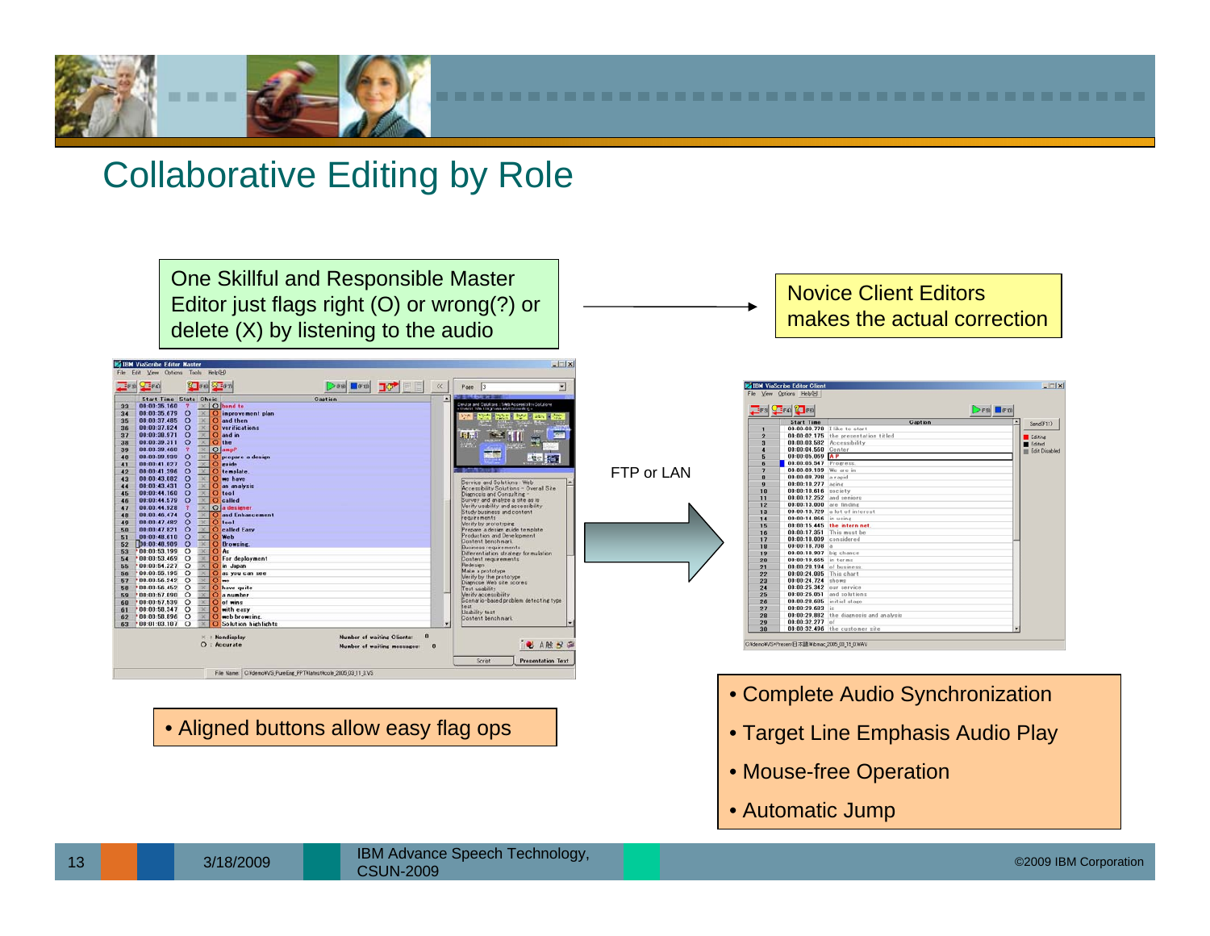# Collaborative Editing by Role

One Skillful and Responsible Master Editor just flags right (O) or wrong(?) or delete (X) by listening to the audio

Novice Client Editors makes the actual correction

FTP or LAN

- Aligned buttons allow easy flag ops

- Complete Audio Synchronization
- Target Line Emphasis Audio Play
- Mouse-free Operation
- Automatic Jump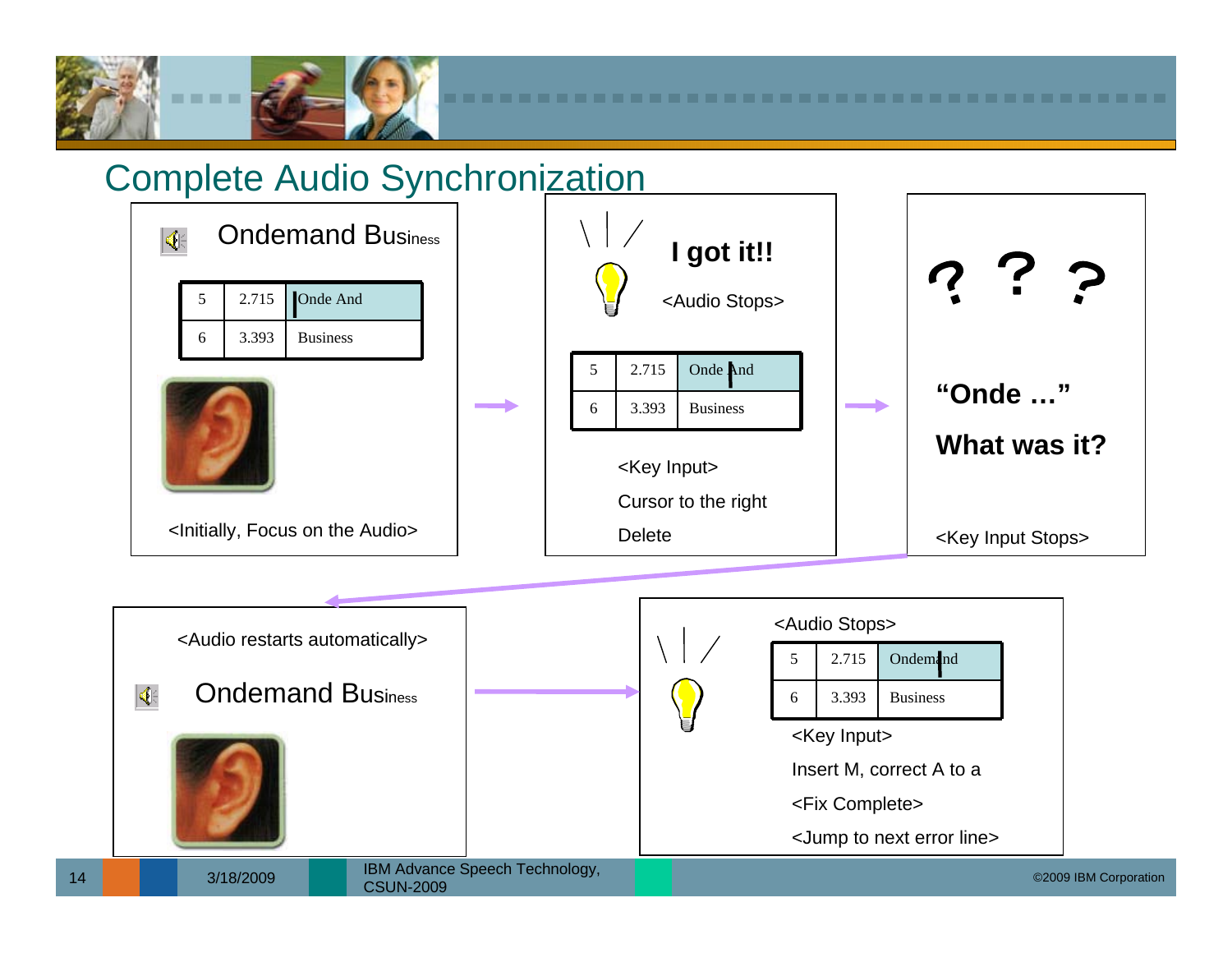# Complete Audio Synchronization

Ondemand Business

| 5 | 2.715 | Onde And |
|---|---|---|
| 6 | 3.393 | Business |

<Initially, Focus on the Audio>

**I got it!!**

<Audio Stops>

| 5 | 2.715 | Onde And |
|---|---|---|
| 6 | 3.393 | Business |

<Key Input>

Cursor to the right

Delete

**? ? ?**

**“Onde …”**

**What was it?**

<Key Input Stops>

<Audio restarts automatically>

Ondemand Business

<Audio Stops>

| 5 | 2.715 | Ondemand |
|---|---|---|
| 6 | 3.393 | Business |

<Key Input>

Insert M, correct A to a

<Fix Complete>

<Jump to next error line>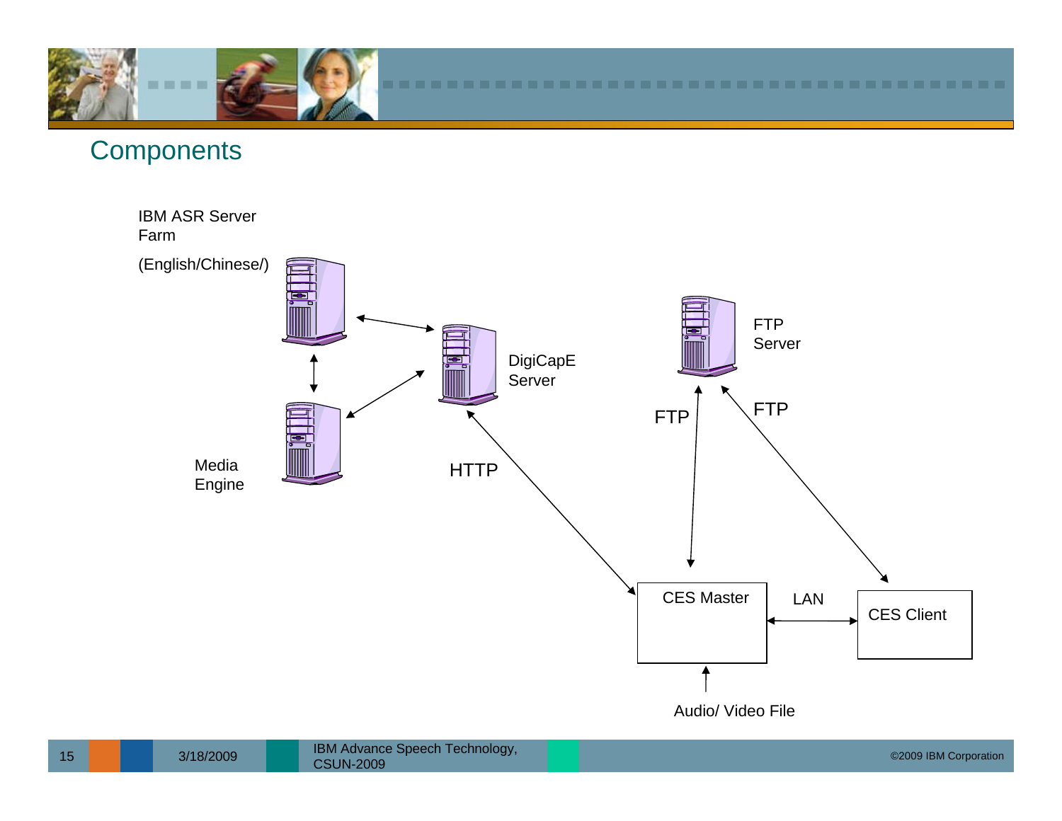## Components

IBM ASR Server Farm

(English/Chinese/)

DigiCapE Server

Media Engine

FTP Server

FTP

FTP

HTTP

CES Master

LAN

CES Client

Audio/ Video File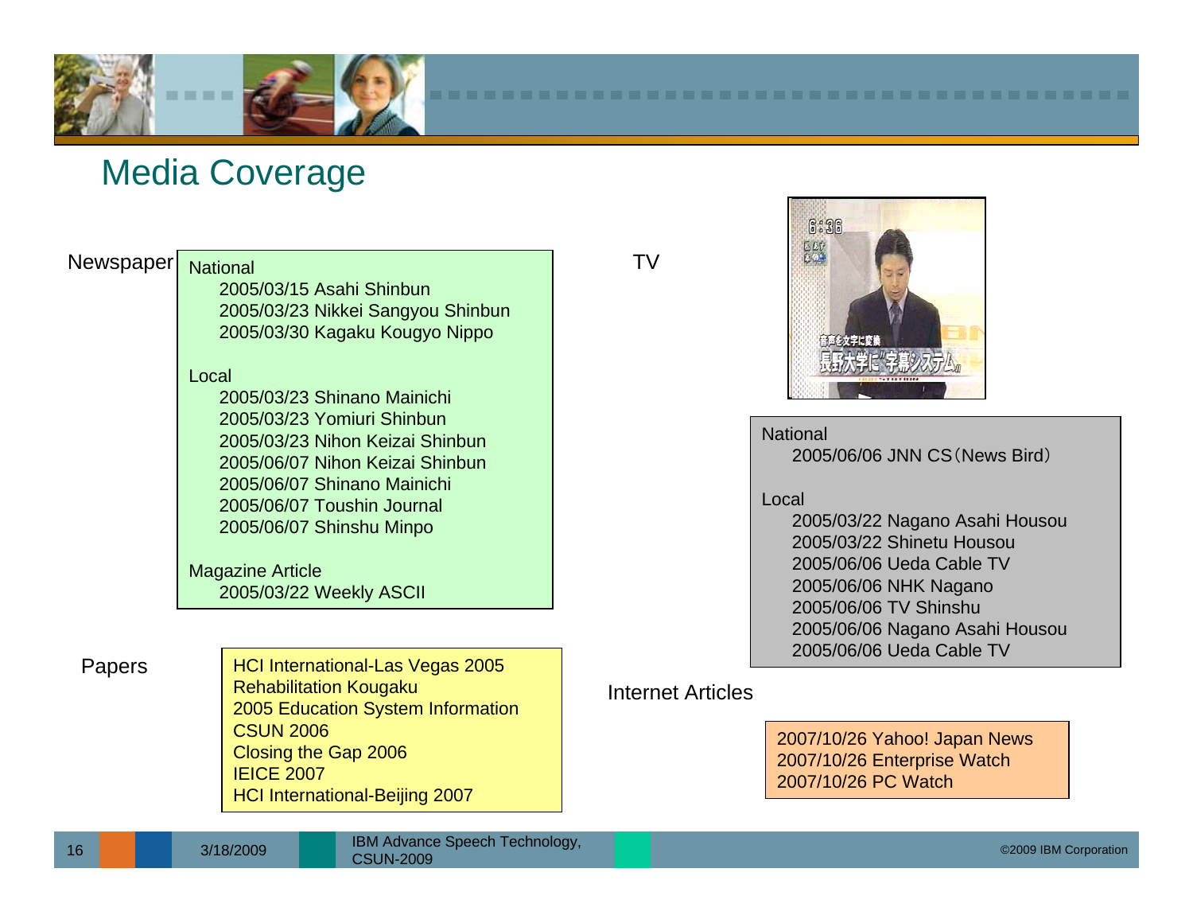# Media Coverage

## Newspaper

**National**

- 2005/03/15 Asahi Shinbun
- 2005/03/23 Nikkei Sangyou Shinbun
- 2005/03/30 Kagaku Kougyo Nippo

**Local**

- 2005/03/23 Shinano Mainichi
- 2005/03/23 Yomiuri Shinbun
- 2005/03/23 Nihon Keizai Shinbun
- 2005/06/07 Nihon Keizai Shinbun
- 2005/06/07 Shinano Mainichi
- 2005/06/07 Toushin Journal
- 2005/06/07 Shinshu Minpo

**Magazine Article**

- 2005/03/22 Weekly ASCII

## Papers

- HCI International-Las Vegas 2005
- Rehabilitation Kougaku
- 2005 Education System Information
- CSUN 2006
- Closing the Gap 2006
- IEICE 2007
- HCI International-Beijing 2007

## TV

**National**

- 2005/06/06 JNN CS（News Bird）

**Local**

- 2005/03/22 Nagano Asahi Housou
- 2005/03/22 Shinetu Housou
- 2005/06/06 Ueda Cable TV
- 2005/06/06 NHK Nagano
- 2005/06/06 TV Shinshu
- 2005/06/06 Nagano Asahi Housou
- 2005/06/06 Ueda Cable TV

## Internet Articles

- 2007/10/26 Yahoo! Japan News
- 2007/10/26 Enterprise Watch
- 2007/10/26 PC Watch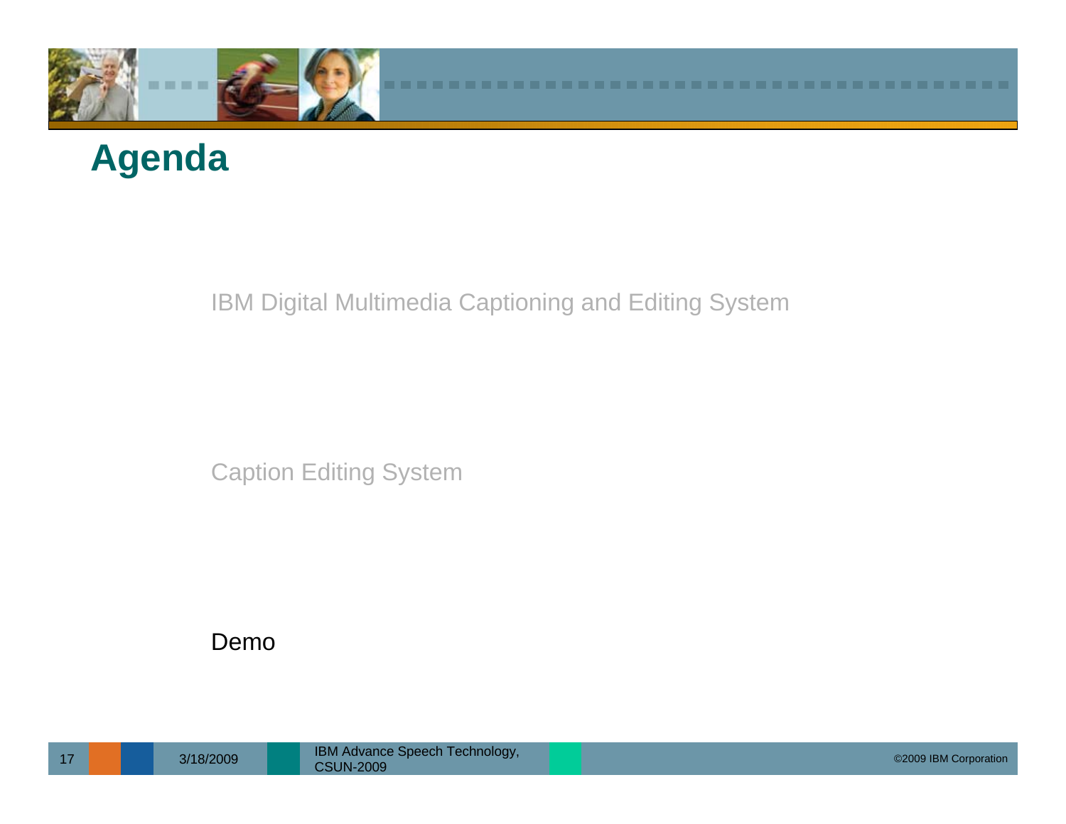# Agenda

IBM Digital Multimedia Captioning and Editing System

Caption Editing System

Demo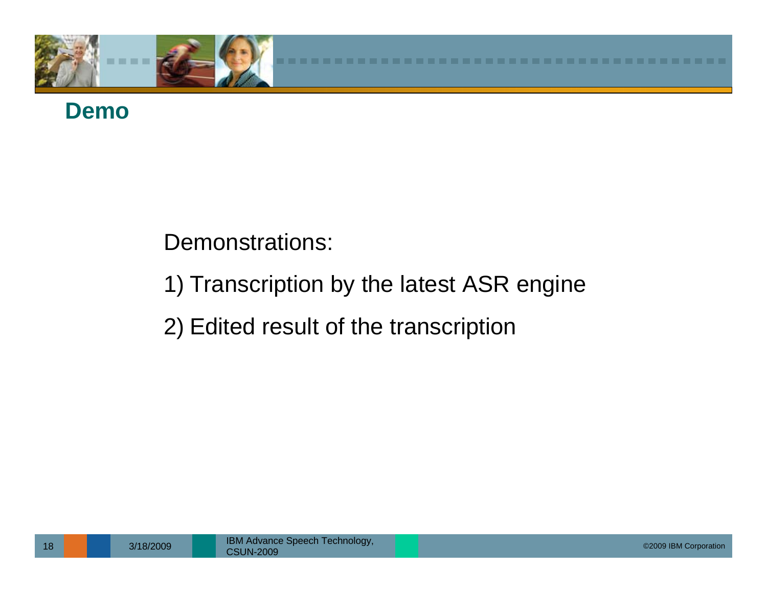## Demo

Demonstrations:

1) Transcription by the latest ASR engine

2) Edited result of the transcription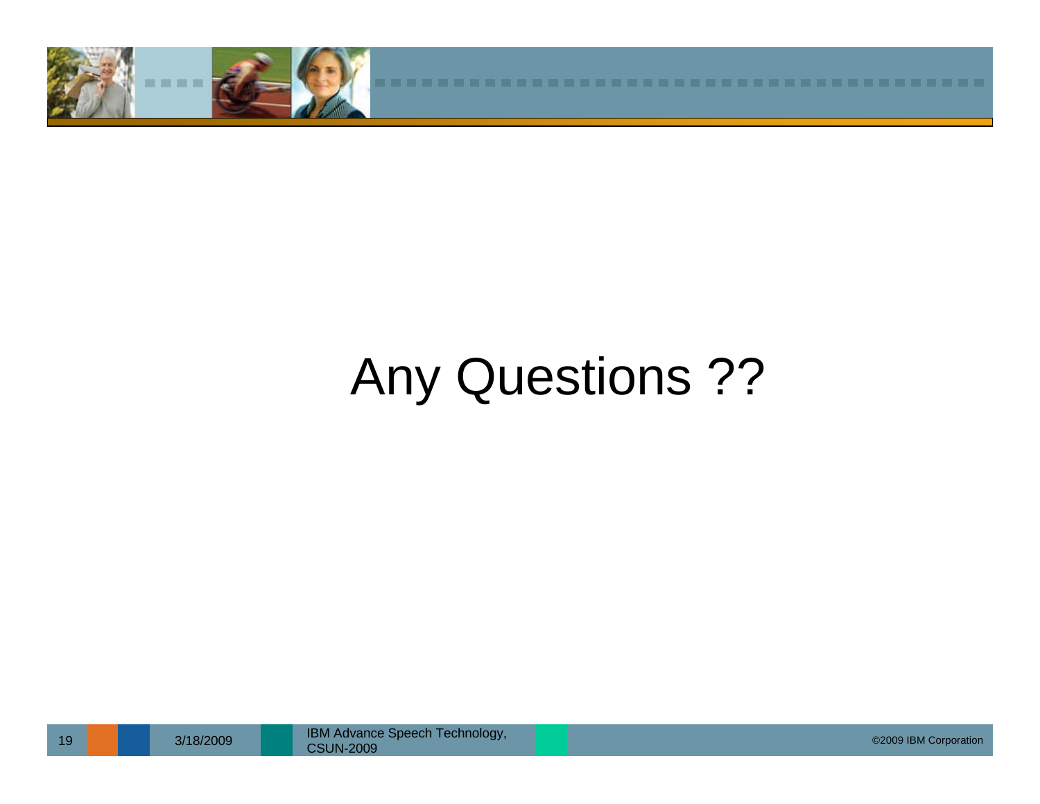# Any Questions ??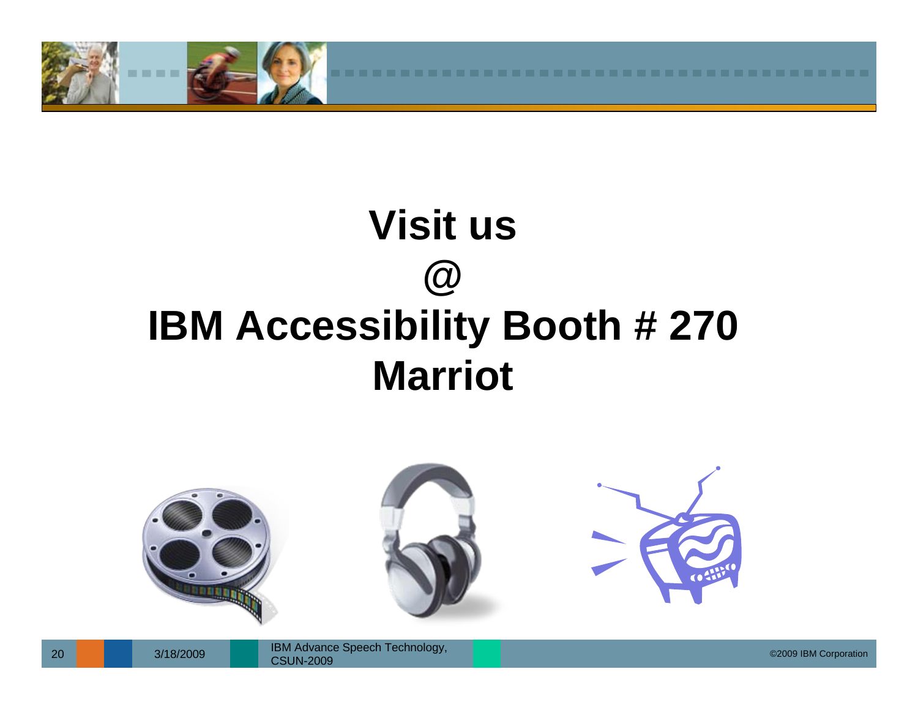# Visit us

# @

# IBM Accessibility Booth # 270

# Marriot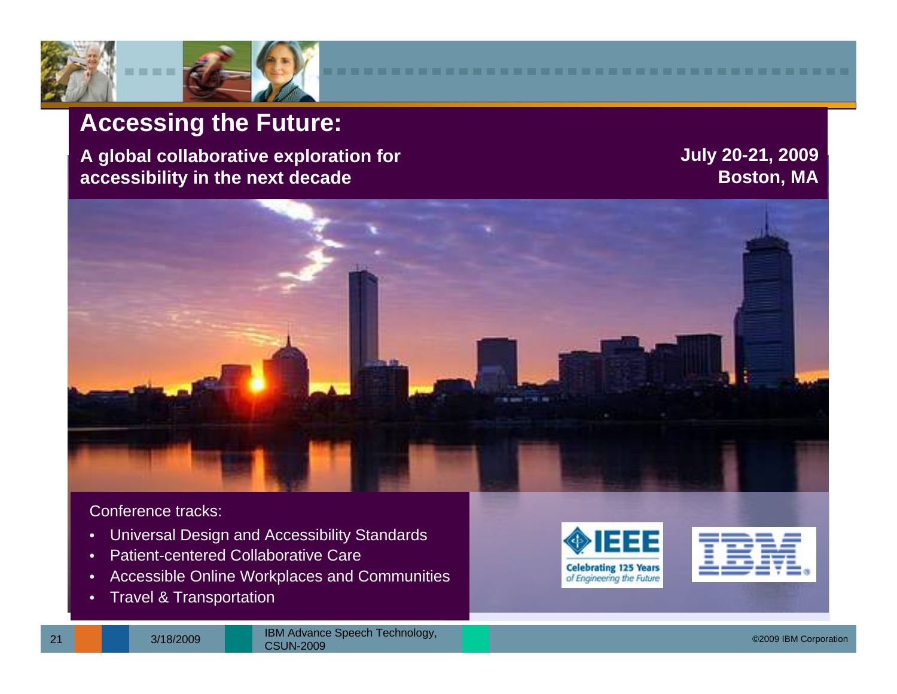# Accessing the Future:

**A global collaborative exploration for accessibility in the next decade**

**July 20-21, 2009**
**Boston, MA**

Conference tracks:

- Universal Design and Accessibility Standards
- Patient-centered Collaborative Care
- Accessible Online Workplaces and Communities
- Travel & Transportation

IEEE Celebrating 125 Years of Engineering the Future

IBM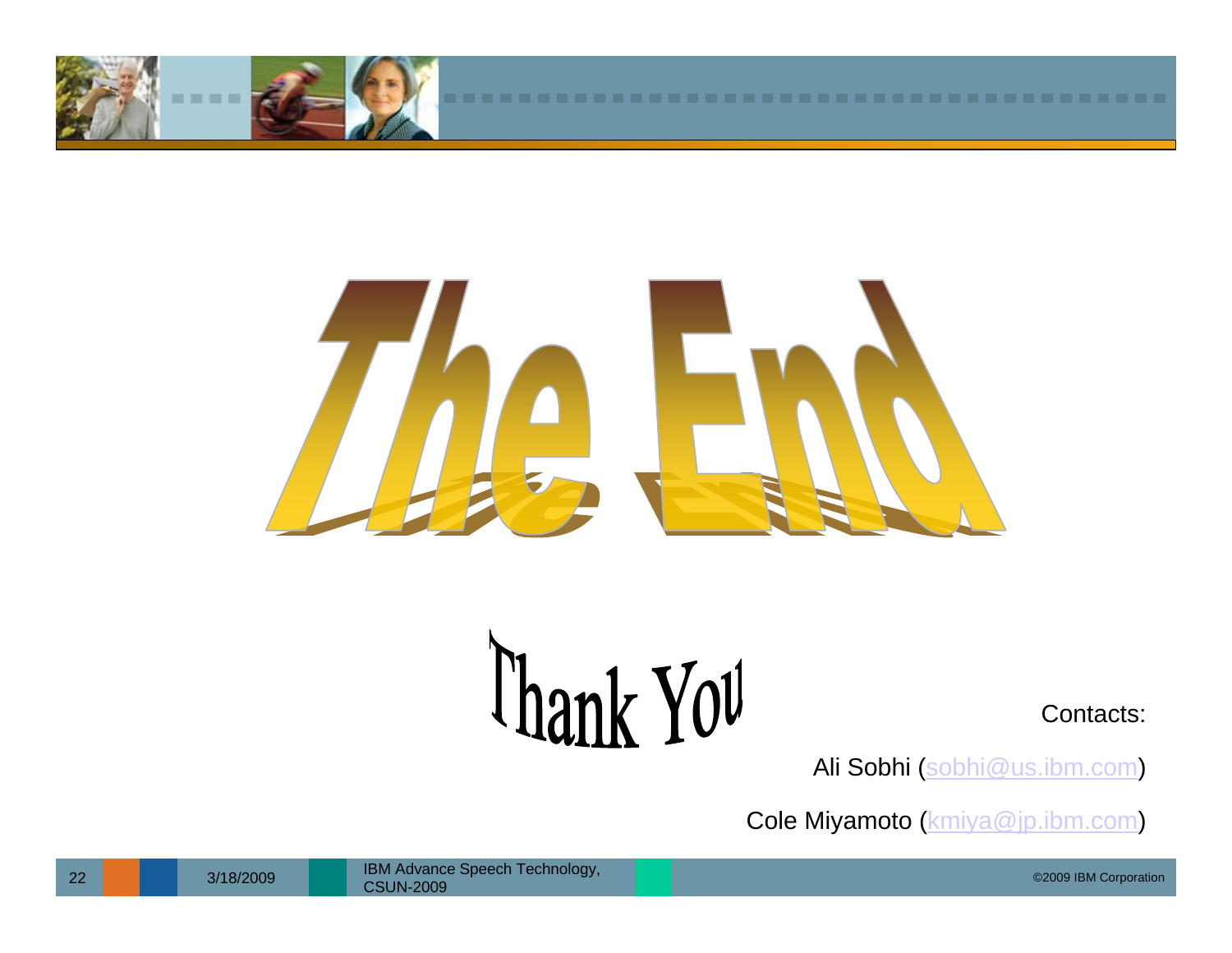# The End

Thank You

Contacts:

Ali Sobhi (sobhi@us.ibm.com)

Cole Miyamoto (kmiya@jp.ibm.com)